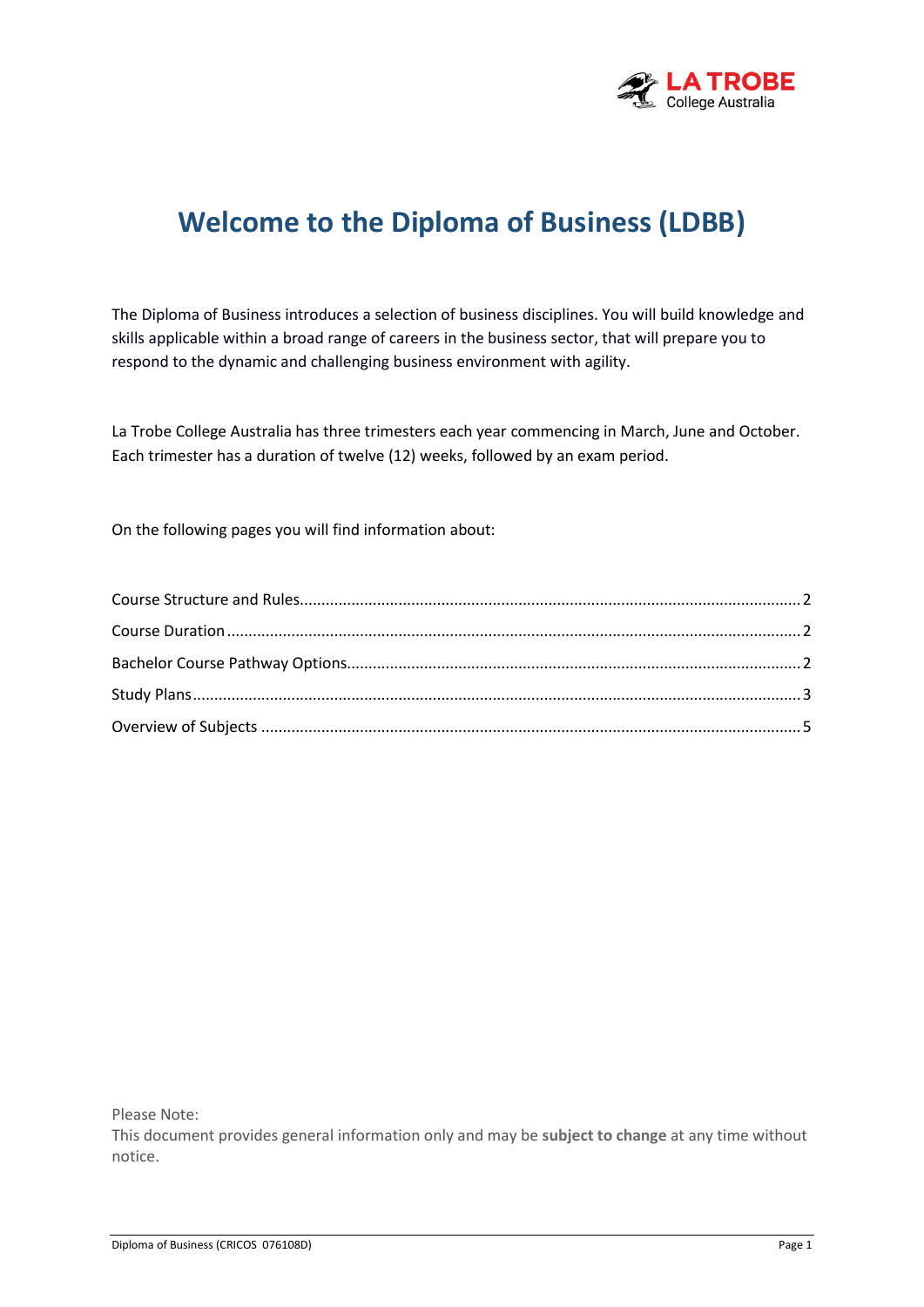# Welcome to the Diploma of Business (LDBB)

The Diploma of Business introduces a selection of business disciplines. You will build knowledge and skills applicable within a broad range of careers in the business sector, that will prepare you to respond to the dynamic and challenging business environment with agility.

La Trobe College Australia has three trimesters each year commencing in March, June and October. Each trimester has a duration of twelve (12) weeks, followed by an exam period.

On the following pages you will find information about:

Course Structure and Rules.................................................................................................................. 2
Course Duration .................................................................................................................................. 2
Bachelor Course Pathway Options....................................................................................................... 2
Study Plans.......................................................................................................................................... 3
Overview of Subjects ........................................................................................................................... 5

Please Note:
This document provides general information only and may be **subject to change** at any time without notice.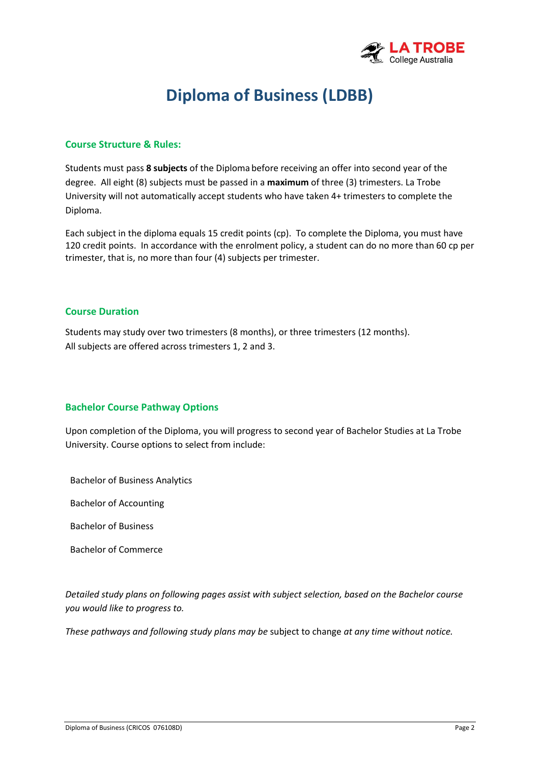# Diploma of Business (LDBB)

## Course Structure & Rules:

Students must pass **8 subjects** of the Diploma before receiving an offer into second year of the degree. All eight (8) subjects must be passed in a **maximum** of three (3) trimesters. La Trobe University will not automatically accept students who have taken 4+ trimesters to complete the Diploma.

Each subject in the diploma equals 15 credit points (cp). To complete the Diploma, you must have 120 credit points. In accordance with the enrolment policy, a student can do no more than 60 cp per trimester, that is, no more than four (4) subjects per trimester.

## Course Duration

Students may study over two trimesters (8 months), or three trimesters (12 months).
All subjects are offered across trimesters 1, 2 and 3.

## Bachelor Course Pathway Options

Upon completion of the Diploma, you will progress to second year of Bachelor Studies at La Trobe University. Course options to select from include:

Bachelor of Business Analytics

Bachelor of Accounting

Bachelor of Business

Bachelor of Commerce

*Detailed study plans on following pages assist with subject selection, based on the Bachelor course you would like to progress to.*

*These pathways and following study plans may be* subject to change *at any time without notice.*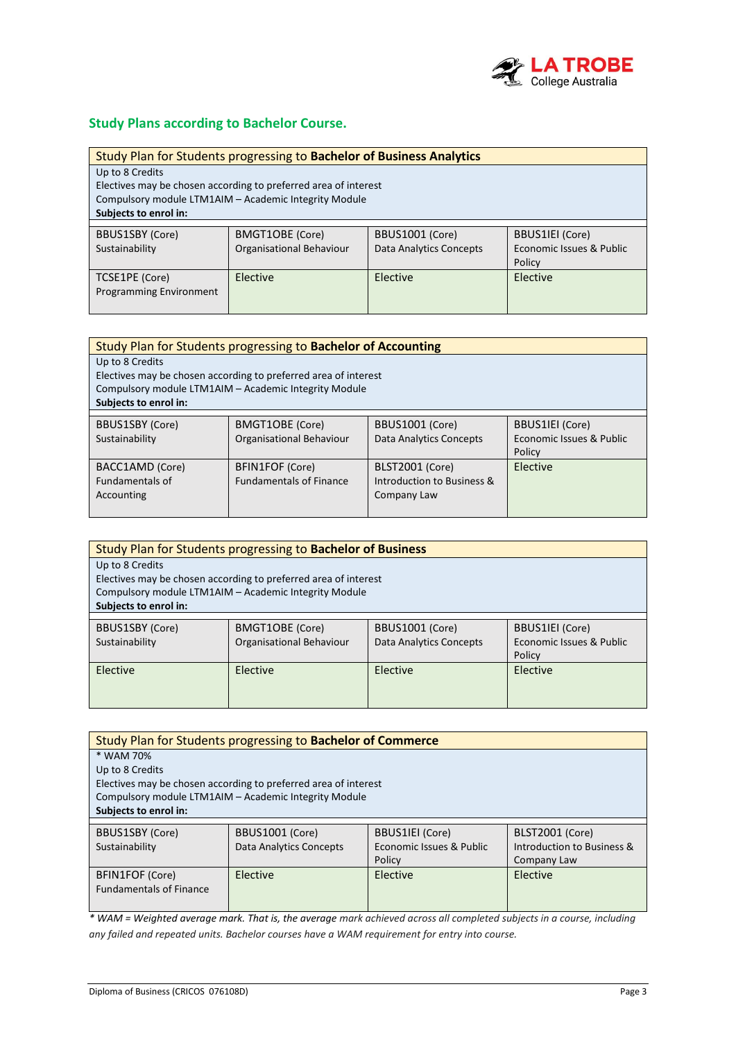## Study Plans according to Bachelor Course.

| Study Plan for Students progressing to **Bachelor of Business Analytics** | | | |
|---|---|---|---|
| Up to 8 Credits<br>Electives may be chosen according to preferred area of interest<br>Compulsory module LTM1AIM – Academic Integrity Module<br>**Subjects to enrol in:** | | | |
| BBUS1SBY (Core)<br>Sustainability | BMGT1OBE (Core)<br>Organisational Behaviour | BBUS1001 (Core)<br>Data Analytics Concepts | BBUS1IEI (Core)<br>Economic Issues & Public Policy |
| TCSE1PE (Core)<br>Programming Environment | Elective | Elective | Elective |

| Study Plan for Students progressing to **Bachelor of Accounting** | | | |
|---|---|---|---|
| Up to 8 Credits<br>Electives may be chosen according to preferred area of interest<br>Compulsory module LTM1AIM – Academic Integrity Module<br>**Subjects to enrol in:** | | | |
| BBUS1SBY (Core)<br>Sustainability | BMGT1OBE (Core)<br>Organisational Behaviour | BBUS1001 (Core)<br>Data Analytics Concepts | BBUS1IEI (Core)<br>Economic Issues & Public Policy |
| BACC1AMD (Core)<br>Fundamentals of Accounting | BFIN1FOF (Core)<br>Fundamentals of Finance | BLST2001 (Core)<br>Introduction to Business & Company Law | Elective |

| Study Plan for Students progressing to **Bachelor of Business** | | | |
|---|---|---|---|
| Up to 8 Credits<br>Electives may be chosen according to preferred area of interest<br>Compulsory module LTM1AIM – Academic Integrity Module<br>**Subjects to enrol in:** | | | |
| BBUS1SBY (Core)<br>Sustainability | BMGT1OBE (Core)<br>Organisational Behaviour | BBUS1001 (Core)<br>Data Analytics Concepts | BBUS1IEI (Core)<br>Economic Issues & Public Policy |
| Elective | Elective | Elective | Elective |

| Study Plan for Students progressing to **Bachelor of Commerce** | | | |
|---|---|---|---|
| * WAM 70%<br>Up to 8 Credits<br>Electives may be chosen according to preferred area of interest<br>Compulsory module LTM1AIM – Academic Integrity Module<br>**Subjects to enrol in:** | | | |
| BBUS1SBY (Core)<br>Sustainability | BBUS1001 (Core)<br>Data Analytics Concepts | BBUS1IEI (Core)<br>Economic Issues & Public Policy | BLST2001 (Core)<br>Introduction to Business & Company Law |
| BFIN1FOF (Core)<br>Fundamentals of Finance | Elective | Elective | Elective |

*\* WAM = Weighted average mark. That is, the average mark achieved across all completed subjects in a course, including any failed and repeated units. Bachelor courses have a WAM requirement for entry into course.*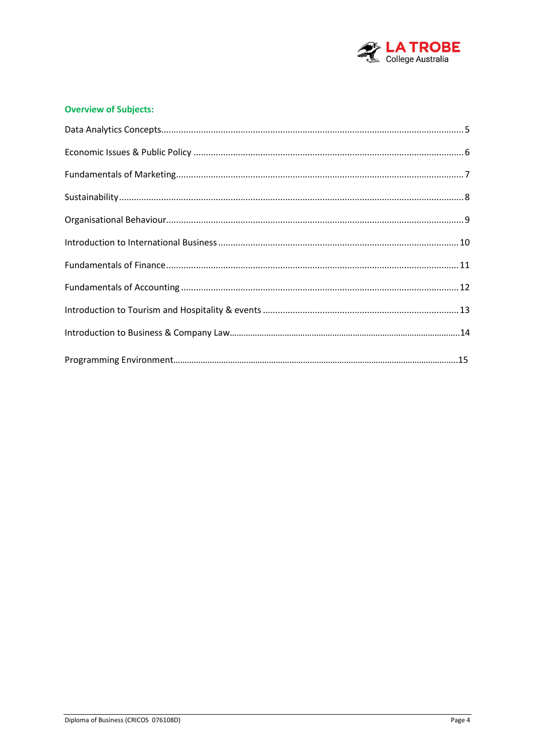## Overview of Subjects:

Data Analytics Concepts........................................................................................................................5

Economic Issues & Public Policy ............................................................................................................6

Fundamentals of Marketing...................................................................................................................7

Sustainability........................................................................................................................................8

Organisational Behaviour......................................................................................................................9

Introduction to International Business ................................................................................................10

Fundamentals of Finance.....................................................................................................................11

Fundamentals of Accounting ...............................................................................................................12

Introduction to Tourism and Hospitality & events ..............................................................................13

Introduction to Business & Company Law...........................................................................................14

Programming Environment..................................................................................................................15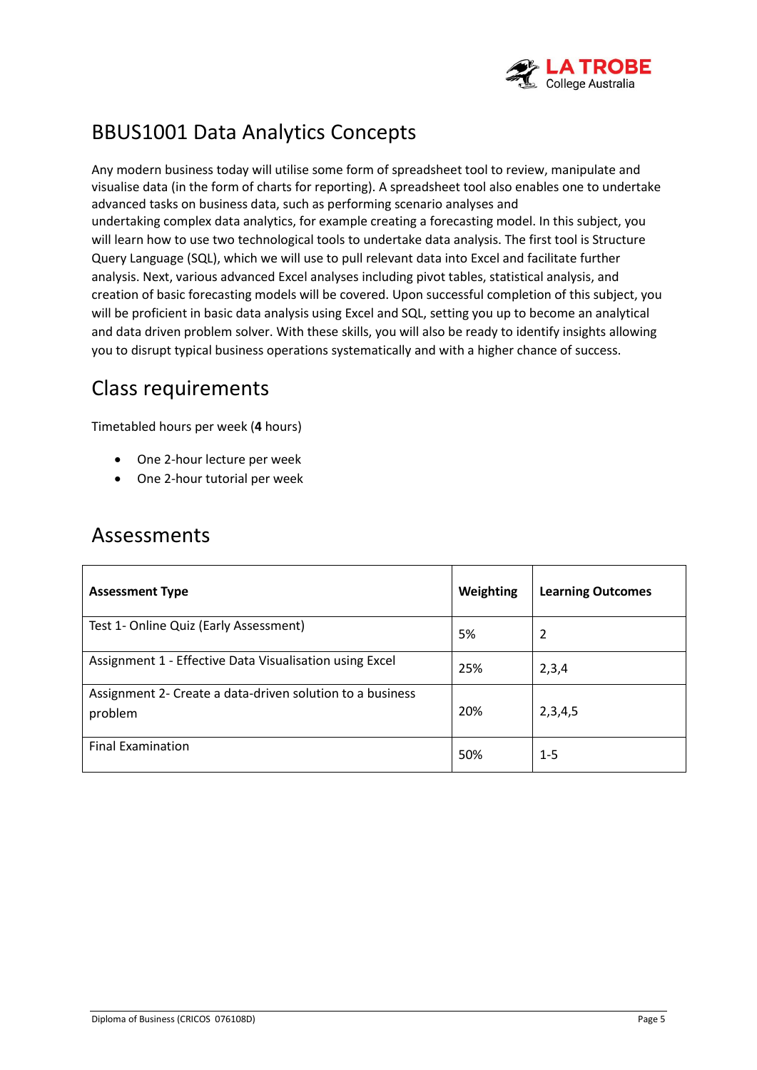# BBUS1001 Data Analytics Concepts

Any modern business today will utilise some form of spreadsheet tool to review, manipulate and visualise data (in the form of charts for reporting). A spreadsheet tool also enables one to undertake advanced tasks on business data, such as performing scenario analyses and undertaking complex data analytics, for example creating a forecasting model. In this subject, you will learn how to use two technological tools to undertake data analysis. The first tool is Structure Query Language (SQL), which we will use to pull relevant data into Excel and facilitate further analysis. Next, various advanced Excel analyses including pivot tables, statistical analysis, and creation of basic forecasting models will be covered. Upon successful completion of this subject, you will be proficient in basic data analysis using Excel and SQL, setting you up to become an analytical and data driven problem solver. With these skills, you will also be ready to identify insights allowing you to disrupt typical business operations systematically and with a higher chance of success.

## Class requirements

Timetabled hours per week (**4** hours)

- One 2-hour lecture per week
- One 2-hour tutorial per week

## Assessments

| Assessment Type | Weighting | Learning Outcomes |
|---|---|---|
| Test 1- Online Quiz (Early Assessment) | 5% | 2 |
| Assignment 1 - Effective Data Visualisation using Excel | 25% | 2,3,4 |
| Assignment 2- Create a data-driven solution to a business problem | 20% | 2,3,4,5 |
| Final Examination | 50% | 1-5 |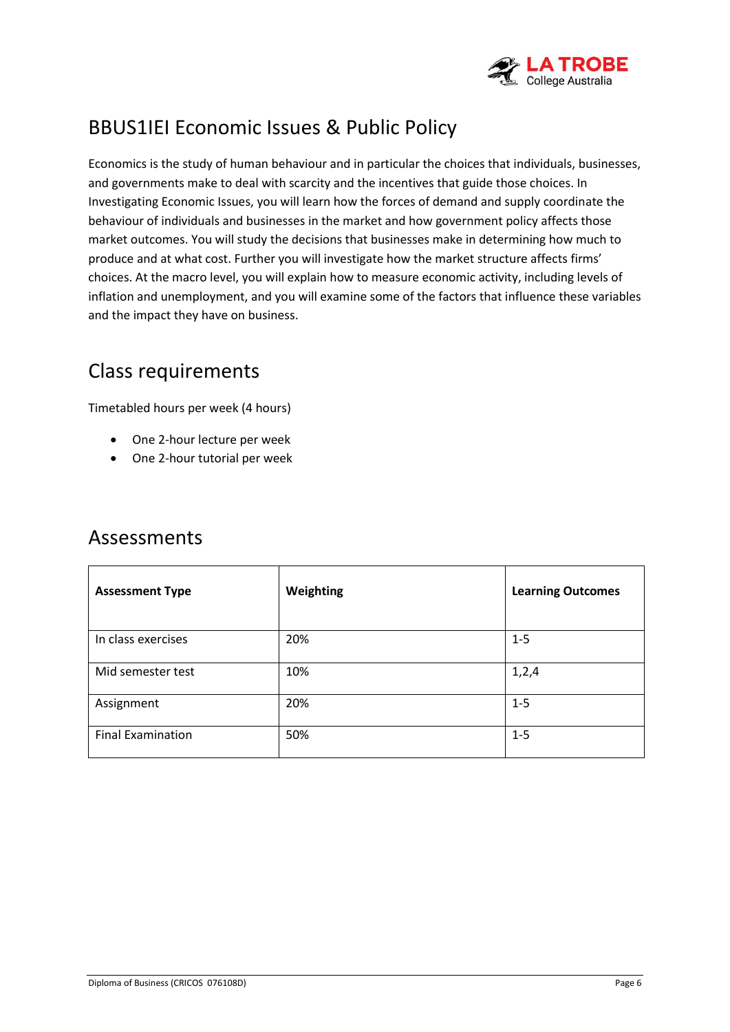## BBUS1IEI Economic Issues & Public Policy

Economics is the study of human behaviour and in particular the choices that individuals, businesses, and governments make to deal with scarcity and the incentives that guide those choices. In Investigating Economic Issues, you will learn how the forces of demand and supply coordinate the behaviour of individuals and businesses in the market and how government policy affects those market outcomes. You will study the decisions that businesses make in determining how much to produce and at what cost. Further you will investigate how the market structure affects firms' choices. At the macro level, you will explain how to measure economic activity, including levels of inflation and unemployment, and you will examine some of the factors that influence these variables and the impact they have on business.

## Class requirements

Timetabled hours per week (4 hours)

- One 2-hour lecture per week
- One 2-hour tutorial per week

## Assessments

| **Assessment Type** | **Weighting** | **Learning Outcomes** |
|---|---|---|
| In class exercises | 20% | 1-5 |
| Mid semester test | 10% | 1,2,4 |
| Assignment | 20% | 1-5 |
| Final Examination | 50% | 1-5 |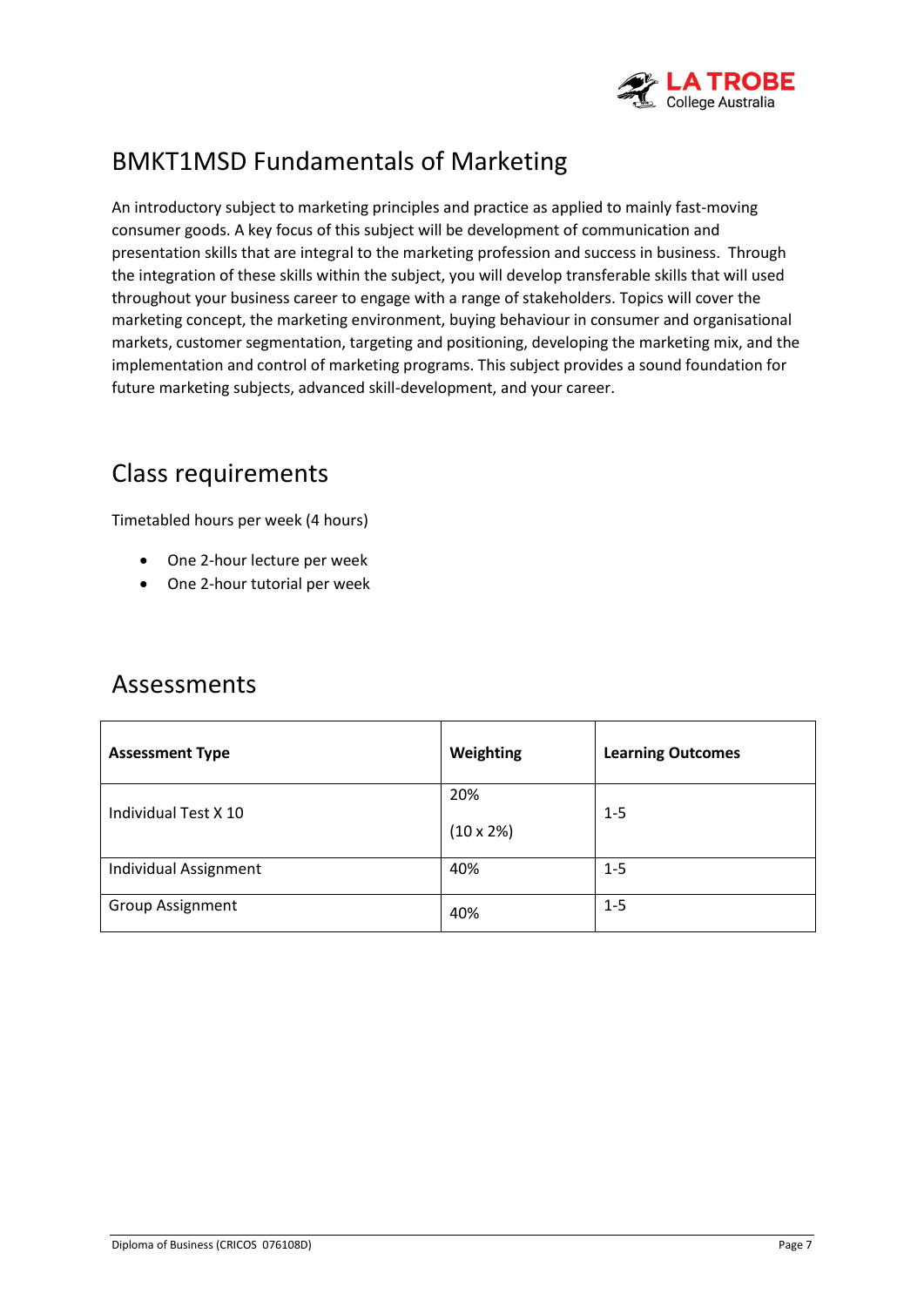# BMKT1MSD Fundamentals of Marketing

An introductory subject to marketing principles and practice as applied to mainly fast-moving consumer goods. A key focus of this subject will be development of communication and presentation skills that are integral to the marketing profession and success in business. Through the integration of these skills within the subject, you will develop transferable skills that will used throughout your business career to engage with a range of stakeholders. Topics will cover the marketing concept, the marketing environment, buying behaviour in consumer and organisational markets, customer segmentation, targeting and positioning, developing the marketing mix, and the implementation and control of marketing programs. This subject provides a sound foundation for future marketing subjects, advanced skill-development, and your career.

## Class requirements

Timetabled hours per week (4 hours)

- One 2-hour lecture per week
- One 2-hour tutorial per week

## Assessments

| Assessment Type | Weighting | Learning Outcomes |
|---|---|---|
| Individual Test X 10 | 20% (10 x 2%) | 1-5 |
| Individual Assignment | 40% | 1-5 |
| Group Assignment | 40% | 1-5 |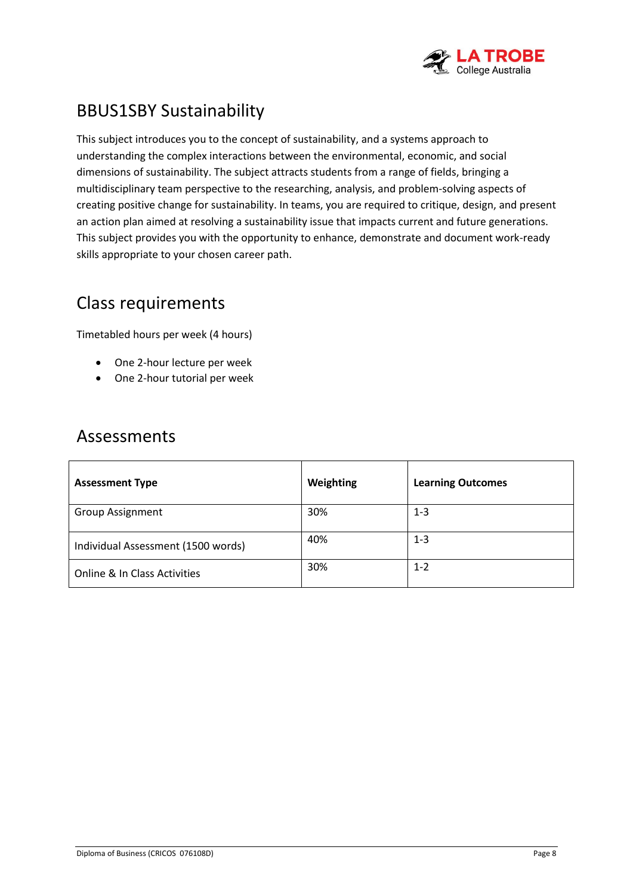## BBUS1SBY Sustainability

This subject introduces you to the concept of sustainability, and a systems approach to understanding the complex interactions between the environmental, economic, and social dimensions of sustainability. The subject attracts students from a range of fields, bringing a multidisciplinary team perspective to the researching, analysis, and problem-solving aspects of creating positive change for sustainability. In teams, you are required to critique, design, and present an action plan aimed at resolving a sustainability issue that impacts current and future generations. This subject provides you with the opportunity to enhance, demonstrate and document work-ready skills appropriate to your chosen career path.

## Class requirements

Timetabled hours per week (4 hours)

- One 2-hour lecture per week
- One 2-hour tutorial per week

## Assessments

| Assessment Type | Weighting | Learning Outcomes |
|---|---|---|
| Group Assignment | 30% | 1-3 |
| Individual Assessment (1500 words) | 40% | 1-3 |
| Online & In Class Activities | 30% | 1-2 |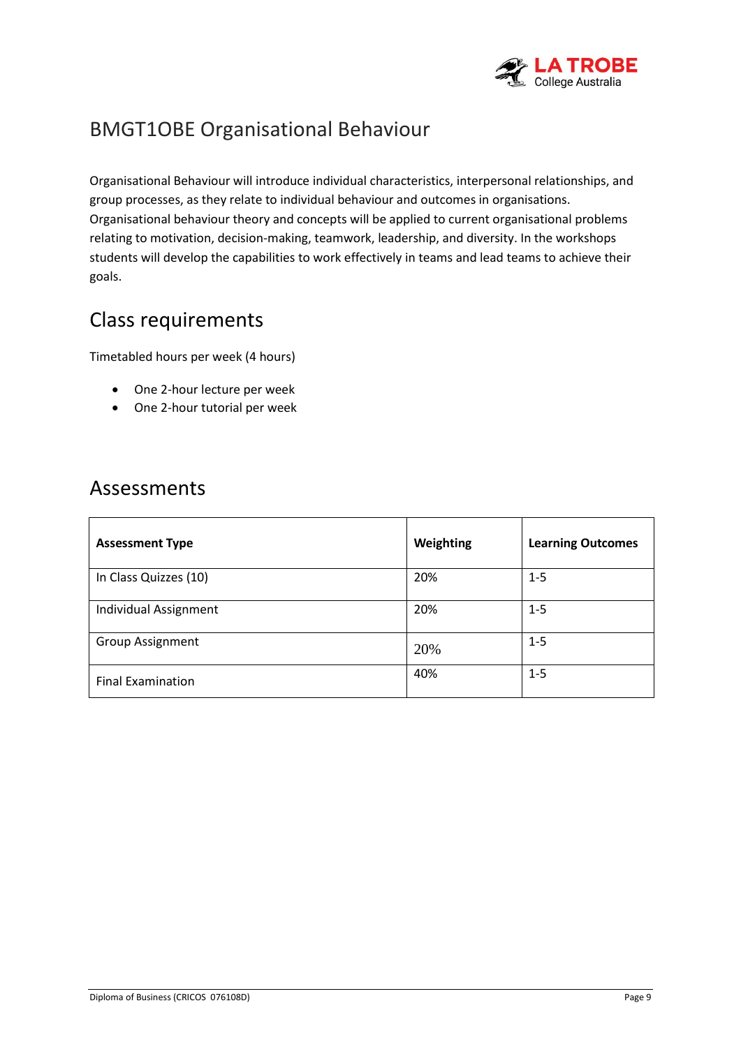# BMGT1OBE Organisational Behaviour

Organisational Behaviour will introduce individual characteristics, interpersonal relationships, and group processes, as they relate to individual behaviour and outcomes in organisations. Organisational behaviour theory and concepts will be applied to current organisational problems relating to motivation, decision-making, teamwork, leadership, and diversity. In the workshops students will develop the capabilities to work effectively in teams and lead teams to achieve their goals.

## Class requirements

Timetabled hours per week (4 hours)

- One 2-hour lecture per week
- One 2-hour tutorial per week

## Assessments

| **Assessment Type** | **Weighting** | **Learning Outcomes** |
|---|---|---|
| In Class Quizzes (10) | 20% | 1-5 |
| Individual Assignment | 20% | 1-5 |
| Group Assignment | 20% | 1-5 |
| Final Examination | 40% | 1-5 |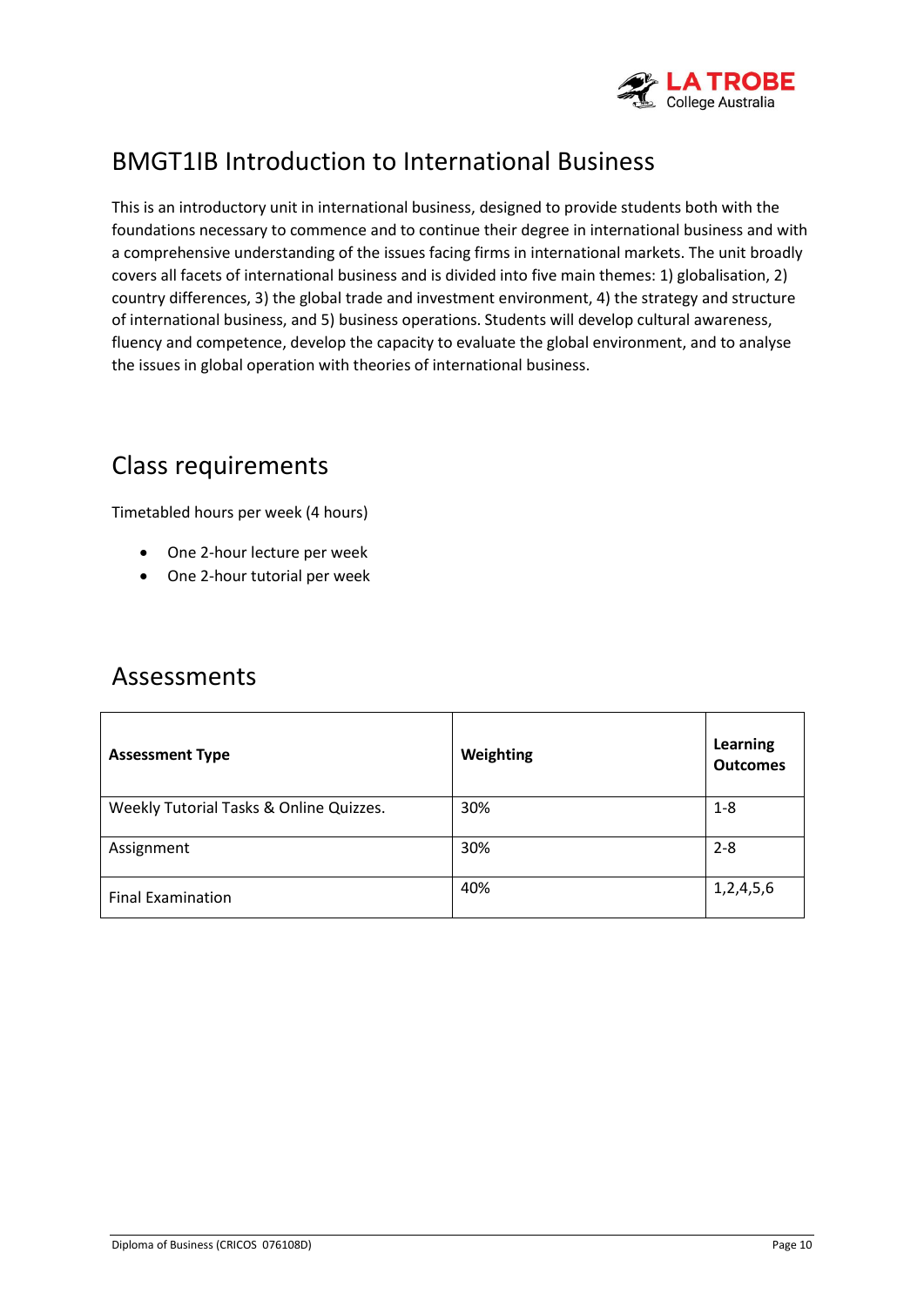## BMGT1IB Introduction to International Business

This is an introductory unit in international business, designed to provide students both with the foundations necessary to commence and to continue their degree in international business and with a comprehensive understanding of the issues facing firms in international markets. The unit broadly covers all facets of international business and is divided into five main themes: 1) globalisation, 2) country differences, 3) the global trade and investment environment, 4) the strategy and structure of international business, and 5) business operations. Students will develop cultural awareness, fluency and competence, develop the capacity to evaluate the global environment, and to analyse the issues in global operation with theories of international business.

## Class requirements

Timetabled hours per week (4 hours)

- One 2-hour lecture per week
- One 2-hour tutorial per week

## Assessments

| **Assessment Type** | **Weighting** | **Learning Outcomes** |
|---|---|---|
| Weekly Tutorial Tasks & Online Quizzes. | 30% | 1-8 |
| Assignment | 30% | 2-8 |
| Final Examination | 40% | 1,2,4,5,6 |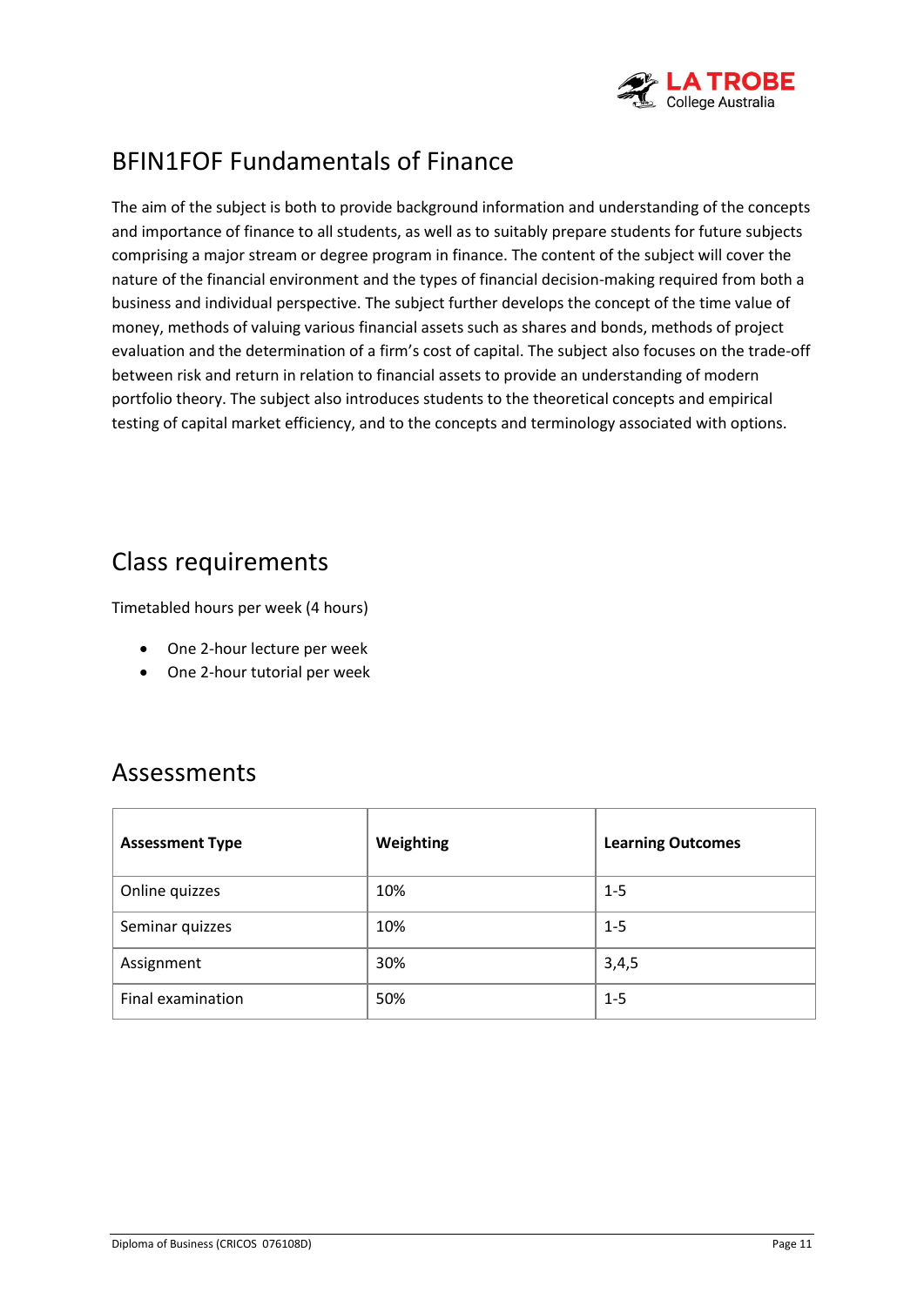# BFIN1FOF Fundamentals of Finance

The aim of the subject is both to provide background information and understanding of the concepts and importance of finance to all students, as well as to suitably prepare students for future subjects comprising a major stream or degree program in finance. The content of the subject will cover the nature of the financial environment and the types of financial decision-making required from both a business and individual perspective. The subject further develops the concept of the time value of money, methods of valuing various financial assets such as shares and bonds, methods of project evaluation and the determination of a firm's cost of capital. The subject also focuses on the trade-off between risk and return in relation to financial assets to provide an understanding of modern portfolio theory. The subject also introduces students to the theoretical concepts and empirical testing of capital market efficiency, and to the concepts and terminology associated with options.

## Class requirements

Timetabled hours per week (4 hours)

- One 2-hour lecture per week
- One 2-hour tutorial per week

## Assessments

| **Assessment Type** | **Weighting** | **Learning Outcomes** |
|---|---|---|
| Online quizzes | 10% | 1-5 |
| Seminar quizzes | 10% | 1-5 |
| Assignment | 30% | 3,4,5 |
| Final examination | 50% | 1-5 |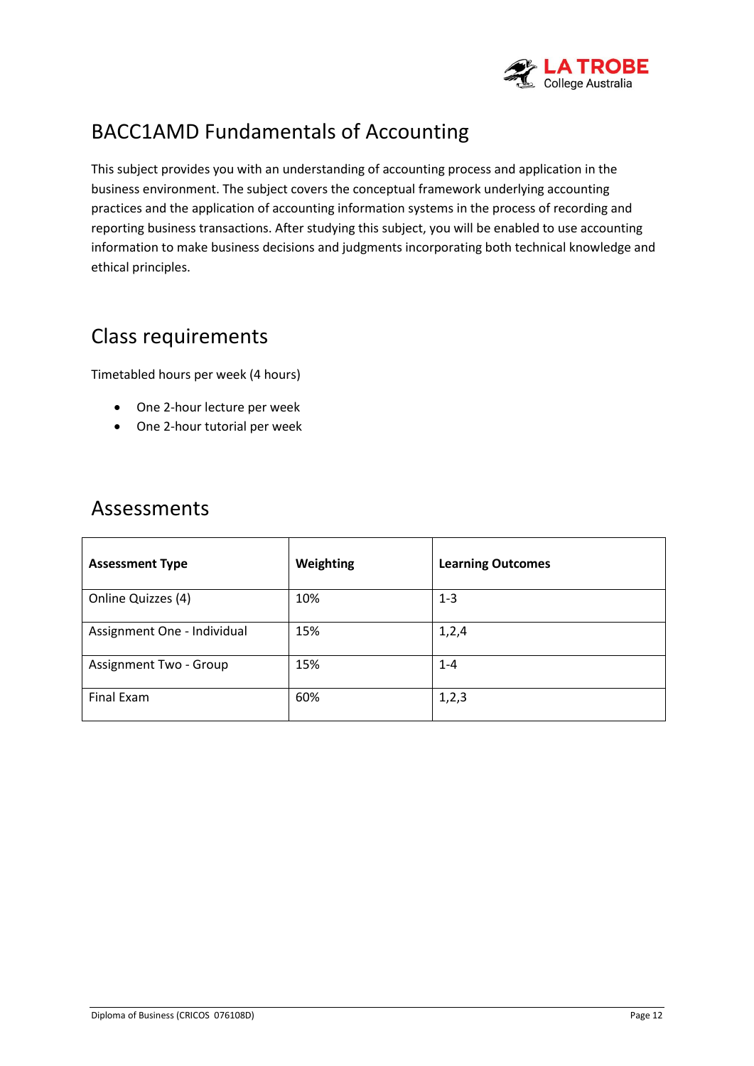# BACC1AMD Fundamentals of Accounting

This subject provides you with an understanding of accounting process and application in the business environment. The subject covers the conceptual framework underlying accounting practices and the application of accounting information systems in the process of recording and reporting business transactions. After studying this subject, you will be enabled to use accounting information to make business decisions and judgments incorporating both technical knowledge and ethical principles.

## Class requirements

Timetabled hours per week (4 hours)

- One 2-hour lecture per week
- One 2-hour tutorial per week

## Assessments

| Assessment Type | Weighting | Learning Outcomes |
|---|---|---|
| Online Quizzes (4) | 10% | 1-3 |
| Assignment One - Individual | 15% | 1,2,4 |
| Assignment Two - Group | 15% | 1-4 |
| Final Exam | 60% | 1,2,3 |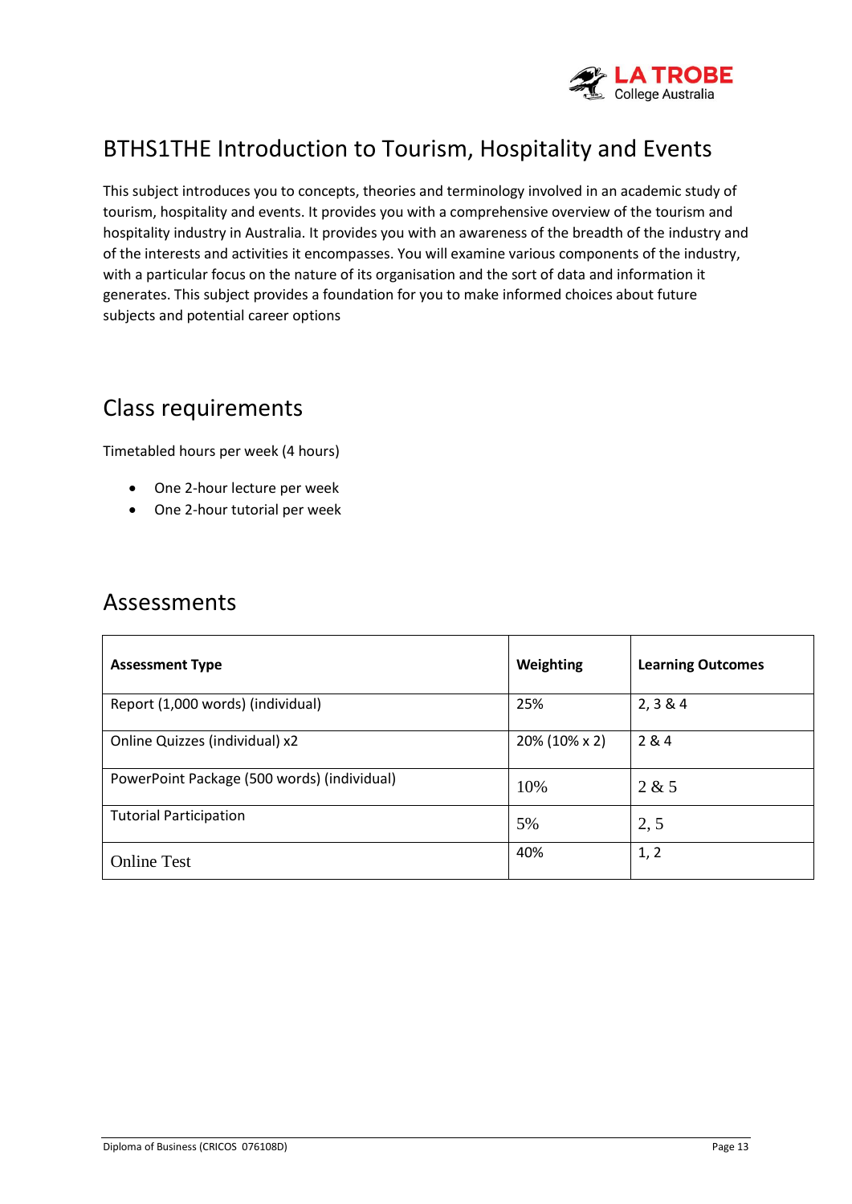## BTHS1THE Introduction to Tourism, Hospitality and Events

This subject introduces you to concepts, theories and terminology involved in an academic study of tourism, hospitality and events. It provides you with a comprehensive overview of the tourism and hospitality industry in Australia. It provides you with an awareness of the breadth of the industry and of the interests and activities it encompasses. You will examine various components of the industry, with a particular focus on the nature of its organisation and the sort of data and information it generates. This subject provides a foundation for you to make informed choices about future subjects and potential career options

## Class requirements

Timetabled hours per week (4 hours)

- One 2-hour lecture per week
- One 2-hour tutorial per week

## Assessments

| Assessment Type | Weighting | Learning Outcomes |
|---|---|---|
| Report (1,000 words) (individual) | 25% | 2, 3 & 4 |
| Online Quizzes (individual) x2 | 20% (10% x 2) | 2 & 4 |
| PowerPoint Package (500 words) (individual) | 10% | 2 & 5 |
| Tutorial Participation | 5% | 2, 5 |
| Online Test | 40% | 1, 2 |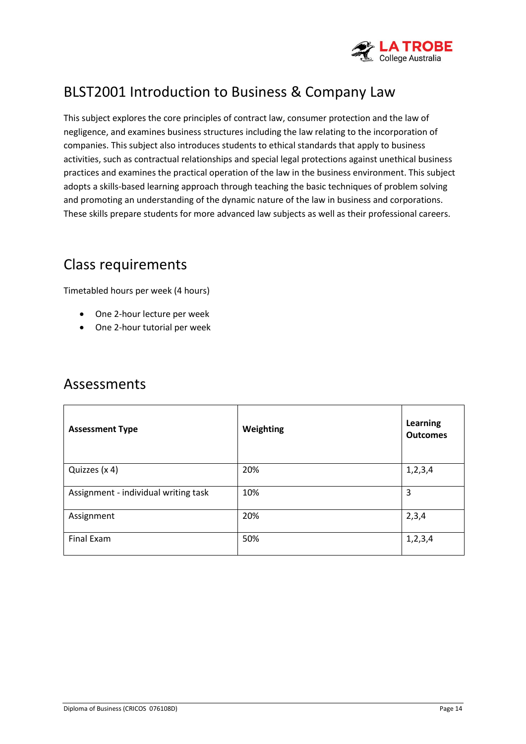# BLST2001 Introduction to Business & Company Law

This subject explores the core principles of contract law, consumer protection and the law of negligence, and examines business structures including the law relating to the incorporation of companies. This subject also introduces students to ethical standards that apply to business activities, such as contractual relationships and special legal protections against unethical business practices and examines the practical operation of the law in the business environment. This subject adopts a skills-based learning approach through teaching the basic techniques of problem solving and promoting an understanding of the dynamic nature of the law in business and corporations. These skills prepare students for more advanced law subjects as well as their professional careers.

## Class requirements

Timetabled hours per week (4 hours)

- One 2-hour lecture per week
- One 2-hour tutorial per week

## Assessments

| Assessment Type | Weighting | Learning Outcomes |
|---|---|---|
| Quizzes (x 4) | 20% | 1,2,3,4 |
| Assignment - individual writing task | 10% | 3 |
| Assignment | 20% | 2,3,4 |
| Final Exam | 50% | 1,2,3,4 |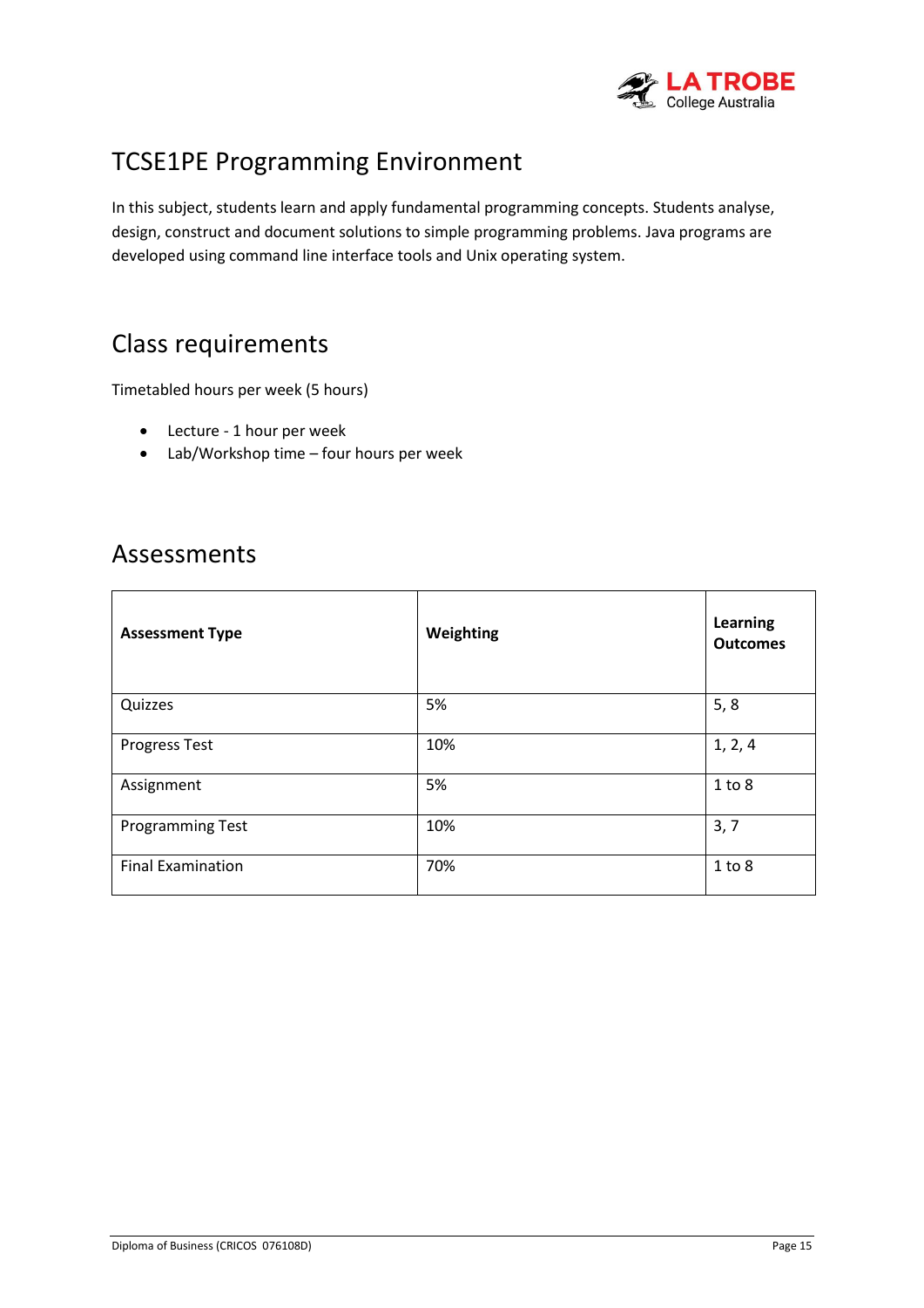# TCSE1PE Programming Environment

In this subject, students learn and apply fundamental programming concepts. Students analyse, design, construct and document solutions to simple programming problems. Java programs are developed using command line interface tools and Unix operating system.

## Class requirements

Timetabled hours per week (5 hours)

- Lecture - 1 hour per week
- Lab/Workshop time – four hours per week

## Assessments

| Assessment Type | Weighting | Learning Outcomes |
|---|---|---|
| Quizzes | 5% | 5, 8 |
| Progress Test | 10% | 1, 2, 4 |
| Assignment | 5% | 1 to 8 |
| Programming Test | 10% | 3, 7 |
| Final Examination | 70% | 1 to 8 |